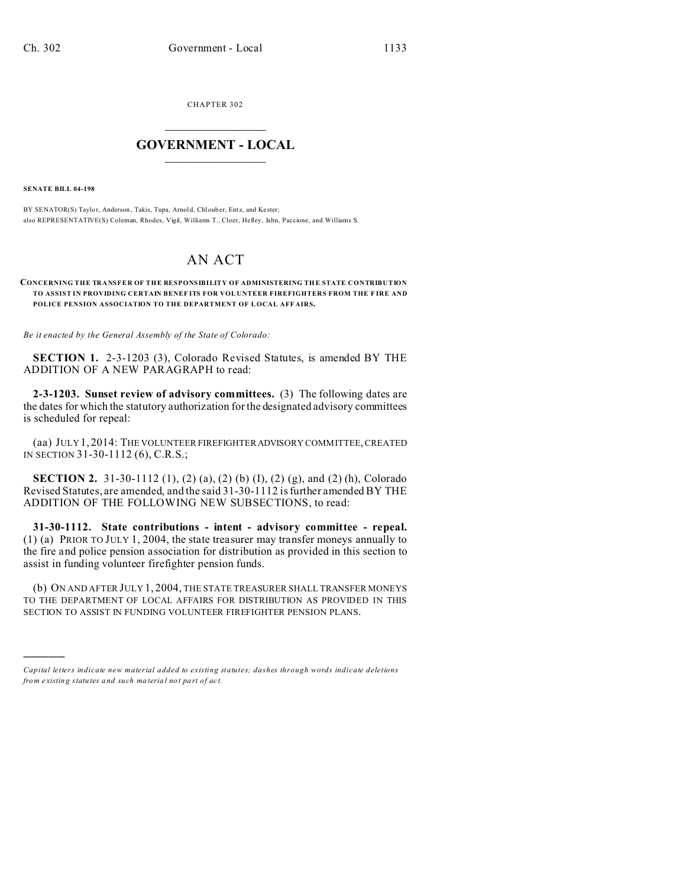CHAPTER 302

# GOVERNMENT - LOCAL

**SENATE BILL 04-198**

BY SENATOR(S) Taylor, Anderson, Takis, Tupa, Arnold, Chlouber, Entz, and Kester;
also REPRESENTATIVE(S) Coleman, Rhodes, Vigil, Williams T., Cloer, Hefley, Jahn, Paccione, and Williams S.

# AN ACT

**CONCERNING THE TRANSFER OF THE RESPONSIBILITY OF ADMINISTERING THE STATE CONTRIBUTION TO ASSIST IN PROVIDING CERTAIN BENEFITS FOR VOLUNTEER FIREFIGHTERS FROM THE FIRE AND POLICE PENSION ASSOCIATION TO THE DEPARTMENT OF LOCAL AFFAIRS.**

*Be it enacted by the General Assembly of the State of Colorado:*

**SECTION 1.** 2-3-1203 (3), Colorado Revised Statutes, is amended BY THE ADDITION OF A NEW PARAGRAPH to read:

**2-3-1203. Sunset review of advisory committees.** (3) The following dates are the dates for which the statutory authorization for the designated advisory committees is scheduled for repeal:

(aa) JULY 1, 2014: THE VOLUNTEER FIREFIGHTER ADVISORY COMMITTEE, CREATED IN SECTION 31-30-1112 (6), C.R.S.;

**SECTION 2.** 31-30-1112 (1), (2) (a), (2) (b) (I), (2) (g), and (2) (h), Colorado Revised Statutes, are amended, and the said 31-30-1112 is further amended BY THE ADDITION OF THE FOLLOWING NEW SUBSECTIONS, to read:

**31-30-1112. State contributions - intent - advisory committee - repeal.** (1) (a) PRIOR TO JULY 1, 2004, the state treasurer may transfer moneys annually to the fire and police pension association for distribution as provided in this section to assist in funding volunteer firefighter pension funds.

(b) ON AND AFTER JULY 1, 2004, THE STATE TREASURER SHALL TRANSFER MONEYS TO THE DEPARTMENT OF LOCAL AFFAIRS FOR DISTRIBUTION AS PROVIDED IN THIS SECTION TO ASSIST IN FUNDING VOLUNTEER FIREFIGHTER PENSION PLANS.

---

*Capital letters indicate new material added to existing statutes; dashes through words indicate deletions from existing statutes and such material not part of act.*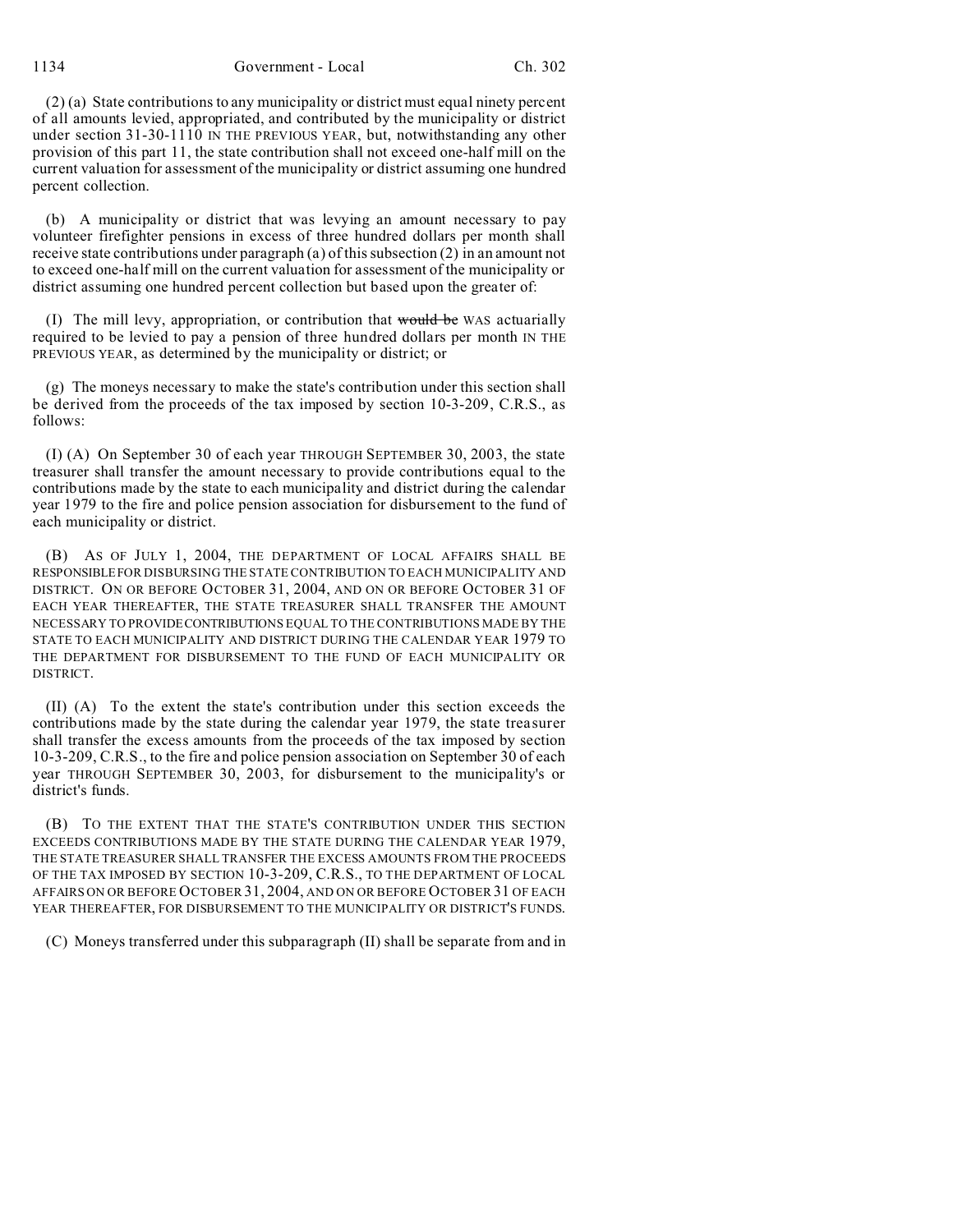(2) (a) State contributions to any municipality or district must equal ninety percent of all amounts levied, appropriated, and contributed by the municipality or district under section 31-30-1110 IN THE PREVIOUS YEAR, but, notwithstanding any other provision of this part 11, the state contribution shall not exceed one-half mill on the current valuation for assessment of the municipality or district assuming one hundred percent collection.

(b) A municipality or district that was levying an amount necessary to pay volunteer firefighter pensions in excess of three hundred dollars per month shall receive state contributions under paragraph (a) of this subsection (2) in an amount not to exceed one-half mill on the current valuation for assessment of the municipality or district assuming one hundred percent collection but based upon the greater of:

(I) The mill levy, appropriation, or contribution that ~~would be~~ WAS actuarially required to be levied to pay a pension of three hundred dollars per month IN THE PREVIOUS YEAR, as determined by the municipality or district; or

(g) The moneys necessary to make the state's contribution under this section shall be derived from the proceeds of the tax imposed by section 10-3-209, C.R.S., as follows:

(I) (A) On September 30 of each year THROUGH SEPTEMBER 30, 2003, the state treasurer shall transfer the amount necessary to provide contributions equal to the contributions made by the state to each municipality and district during the calendar year 1979 to the fire and police pension association for disbursement to the fund of each municipality or district.

(B) AS OF JULY 1, 2004, THE DEPARTMENT OF LOCAL AFFAIRS SHALL BE RESPONSIBLE FOR DISBURSING THE STATE CONTRIBUTION TO EACH MUNICIPALITY AND DISTRICT. ON OR BEFORE OCTOBER 31, 2004, AND ON OR BEFORE OCTOBER 31 OF EACH YEAR THEREAFTER, THE STATE TREASURER SHALL TRANSFER THE AMOUNT NECESSARY TO PROVIDE CONTRIBUTIONS EQUAL TO THE CONTRIBUTIONS MADE BY THE STATE TO EACH MUNICIPALITY AND DISTRICT DURING THE CALENDAR YEAR 1979 TO THE DEPARTMENT FOR DISBURSEMENT TO THE FUND OF EACH MUNICIPALITY OR DISTRICT.

(II) (A) To the extent the state's contribution under this section exceeds the contributions made by the state during the calendar year 1979, the state treasurer shall transfer the excess amounts from the proceeds of the tax imposed by section 10-3-209, C.R.S., to the fire and police pension association on September 30 of each year THROUGH SEPTEMBER 30, 2003, for disbursement to the municipality's or district's funds.

(B) TO THE EXTENT THAT THE STATE'S CONTRIBUTION UNDER THIS SECTION EXCEEDS CONTRIBUTIONS MADE BY THE STATE DURING THE CALENDAR YEAR 1979, THE STATE TREASURER SHALL TRANSFER THE EXCESS AMOUNTS FROM THE PROCEEDS OF THE TAX IMPOSED BY SECTION 10-3-209, C.R.S., TO THE DEPARTMENT OF LOCAL AFFAIRS ON OR BEFORE OCTOBER 31, 2004, AND ON OR BEFORE OCTOBER 31 OF EACH YEAR THEREAFTER, FOR DISBURSEMENT TO THE MUNICIPALITY OR DISTRICT'S FUNDS.

(C) Moneys transferred under this subparagraph (II) shall be separate from and in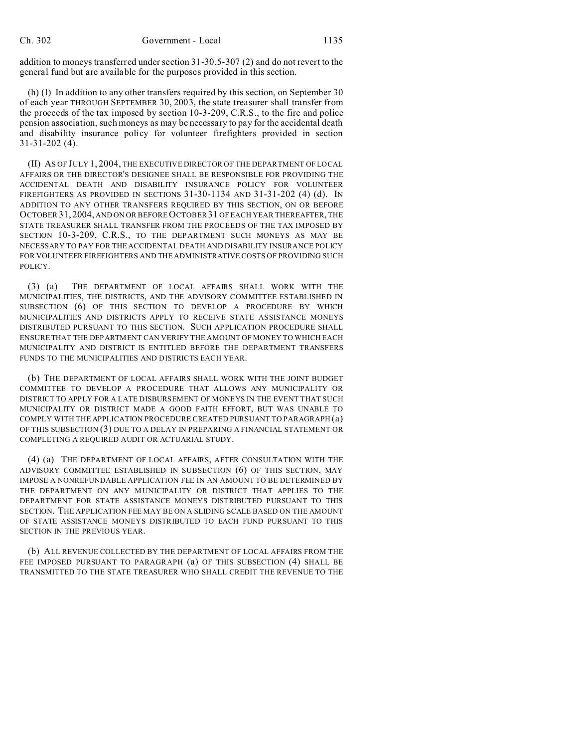addition to moneys transferred under section 31-30.5-307 (2) and do not revert to the general fund but are available for the purposes provided in this section.

(h) (I) In addition to any other transfers required by this section, on September 30 of each year THROUGH SEPTEMBER 30, 2003, the state treasurer shall transfer from the proceeds of the tax imposed by section 10-3-209, C.R.S., to the fire and police pension association, such moneys as may be necessary to pay for the accidental death and disability insurance policy for volunteer firefighters provided in section 31-31-202 (4).

(II) AS OF JULY 1, 2004, THE EXECUTIVE DIRECTOR OF THE DEPARTMENT OF LOCAL AFFAIRS OR THE DIRECTOR'S DESIGNEE SHALL BE RESPONSIBLE FOR PROVIDING THE ACCIDENTAL DEATH AND DISABILITY INSURANCE POLICY FOR VOLUNTEER FIREFIGHTERS AS PROVIDED IN SECTIONS 31-30-1134 AND 31-31-202 (4) (d). IN ADDITION TO ANY OTHER TRANSFERS REQUIRED BY THIS SECTION, ON OR BEFORE OCTOBER 31, 2004, AND ON OR BEFORE OCTOBER 31 OF EACH YEAR THEREAFTER, THE STATE TREASURER SHALL TRANSFER FROM THE PROCEEDS OF THE TAX IMPOSED BY SECTION 10-3-209, C.R.S., TO THE DEPARTMENT SUCH MONEYS AS MAY BE NECESSARY TO PAY FOR THE ACCIDENTAL DEATH AND DISABILITY INSURANCE POLICY FOR VOLUNTEER FIREFIGHTERS AND THE ADMINISTRATIVE COSTS OF PROVIDING SUCH POLICY.

(3) (a) THE DEPARTMENT OF LOCAL AFFAIRS SHALL WORK WITH THE MUNICIPALITIES, THE DISTRICTS, AND THE ADVISORY COMMITTEE ESTABLISHED IN SUBSECTION (6) OF THIS SECTION TO DEVELOP A PROCEDURE BY WHICH MUNICIPALITIES AND DISTRICTS APPLY TO RECEIVE STATE ASSISTANCE MONEYS DISTRIBUTED PURSUANT TO THIS SECTION. SUCH APPLICATION PROCEDURE SHALL ENSURE THAT THE DEPARTMENT CAN VERIFY THE AMOUNT OF MONEY TO WHICH EACH MUNICIPALITY AND DISTRICT IS ENTITLED BEFORE THE DEPARTMENT TRANSFERS FUNDS TO THE MUNICIPALITIES AND DISTRICTS EACH YEAR.

(b) THE DEPARTMENT OF LOCAL AFFAIRS SHALL WORK WITH THE JOINT BUDGET COMMITTEE TO DEVELOP A PROCEDURE THAT ALLOWS ANY MUNICIPALITY OR DISTRICT TO APPLY FOR A LATE DISBURSEMENT OF MONEYS IN THE EVENT THAT SUCH MUNICIPALITY OR DISTRICT MADE A GOOD FAITH EFFORT, BUT WAS UNABLE TO COMPLY WITH THE APPLICATION PROCEDURE CREATED PURSUANT TO PARAGRAPH (a) OF THIS SUBSECTION (3) DUE TO A DELAY IN PREPARING A FINANCIAL STATEMENT OR COMPLETING A REQUIRED AUDIT OR ACTUARIAL STUDY.

(4) (a) THE DEPARTMENT OF LOCAL AFFAIRS, AFTER CONSULTATION WITH THE ADVISORY COMMITTEE ESTABLISHED IN SUBSECTION (6) OF THIS SECTION, MAY IMPOSE A NONREFUNDABLE APPLICATION FEE IN AN AMOUNT TO BE DETERMINED BY THE DEPARTMENT ON ANY MUNICIPALITY OR DISTRICT THAT APPLIES TO THE DEPARTMENT FOR STATE ASSISTANCE MONEYS DISTRIBUTED PURSUANT TO THIS SECTION. THE APPLICATION FEE MAY BE ON A SLIDING SCALE BASED ON THE AMOUNT OF STATE ASSISTANCE MONEYS DISTRIBUTED TO EACH FUND PURSUANT TO THIS SECTION IN THE PREVIOUS YEAR.

(b) ALL REVENUE COLLECTED BY THE DEPARTMENT OF LOCAL AFFAIRS FROM THE FEE IMPOSED PURSUANT TO PARAGRAPH (a) OF THIS SUBSECTION (4) SHALL BE TRANSMITTED TO THE STATE TREASURER WHO SHALL CREDIT THE REVENUE TO THE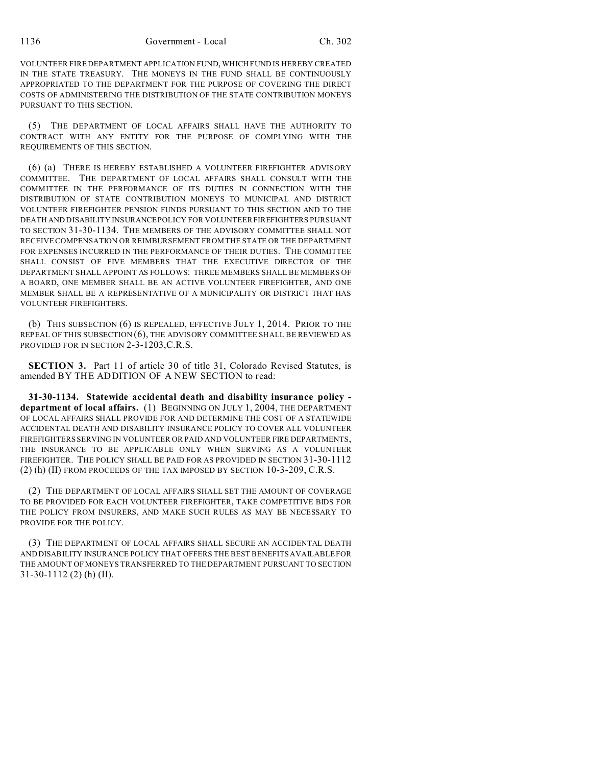VOLUNTEER FIRE DEPARTMENT APPLICATION FUND, WHICH FUND IS HEREBY CREATED IN THE STATE TREASURY. THE MONEYS IN THE FUND SHALL BE CONTINUOUSLY APPROPRIATED TO THE DEPARTMENT FOR THE PURPOSE OF COVERING THE DIRECT COSTS OF ADMINISTERING THE DISTRIBUTION OF THE STATE CONTRIBUTION MONEYS PURSUANT TO THIS SECTION.

(5) THE DEPARTMENT OF LOCAL AFFAIRS SHALL HAVE THE AUTHORITY TO CONTRACT WITH ANY ENTITY FOR THE PURPOSE OF COMPLYING WITH THE REQUIREMENTS OF THIS SECTION.

(6) (a) THERE IS HEREBY ESTABLISHED A VOLUNTEER FIREFIGHTER ADVISORY COMMITTEE. THE DEPARTMENT OF LOCAL AFFAIRS SHALL CONSULT WITH THE COMMITTEE IN THE PERFORMANCE OF ITS DUTIES IN CONNECTION WITH THE DISTRIBUTION OF STATE CONTRIBUTION MONEYS TO MUNICIPAL AND DISTRICT VOLUNTEER FIREFIGHTER PENSION FUNDS PURSUANT TO THIS SECTION AND TO THE DEATH AND DISABILITY INSURANCE POLICY FOR VOLUNTEER FIREFIGHTERS PURSUANT TO SECTION 31-30-1134. THE MEMBERS OF THE ADVISORY COMMITTEE SHALL NOT RECEIVE COMPENSATION OR REIMBURSEMENT FROM THE STATE OR THE DEPARTMENT FOR EXPENSES INCURRED IN THE PERFORMANCE OF THEIR DUTIES. THE COMMITTEE SHALL CONSIST OF FIVE MEMBERS THAT THE EXECUTIVE DIRECTOR OF THE DEPARTMENT SHALL APPOINT AS FOLLOWS: THREE MEMBERS SHALL BE MEMBERS OF A BOARD, ONE MEMBER SHALL BE AN ACTIVE VOLUNTEER FIREFIGHTER, AND ONE MEMBER SHALL BE A REPRESENTATIVE OF A MUNICIPALITY OR DISTRICT THAT HAS VOLUNTEER FIREFIGHTERS.

(b) THIS SUBSECTION (6) IS REPEALED, EFFECTIVE JULY 1, 2014. PRIOR TO THE REPEAL OF THIS SUBSECTION (6), THE ADVISORY COMMITTEE SHALL BE REVIEWED AS PROVIDED FOR IN SECTION 2-3-1203,C.R.S.

**SECTION 3.** Part 11 of article 30 of title 31, Colorado Revised Statutes, is amended BY THE ADDITION OF A NEW SECTION to read:

**31-30-1134. Statewide accidental death and disability insurance policy - department of local affairs.** (1) BEGINNING ON JULY 1, 2004, THE DEPARTMENT OF LOCAL AFFAIRS SHALL PROVIDE FOR AND DETERMINE THE COST OF A STATEWIDE ACCIDENTAL DEATH AND DISABILITY INSURANCE POLICY TO COVER ALL VOLUNTEER FIREFIGHTERS SERVING IN VOLUNTEER OR PAID AND VOLUNTEER FIRE DEPARTMENTS, THE INSURANCE TO BE APPLICABLE ONLY WHEN SERVING AS A VOLUNTEER FIREFIGHTER. THE POLICY SHALL BE PAID FOR AS PROVIDED IN SECTION 31-30-1112 (2) (h) (II) FROM PROCEEDS OF THE TAX IMPOSED BY SECTION 10-3-209, C.R.S.

(2) THE DEPARTMENT OF LOCAL AFFAIRS SHALL SET THE AMOUNT OF COVERAGE TO BE PROVIDED FOR EACH VOLUNTEER FIREFIGHTER, TAKE COMPETITIVE BIDS FOR THE POLICY FROM INSURERS, AND MAKE SUCH RULES AS MAY BE NECESSARY TO PROVIDE FOR THE POLICY.

(3) THE DEPARTMENT OF LOCAL AFFAIRS SHALL SECURE AN ACCIDENTAL DEATH AND DISABILITY INSURANCE POLICY THAT OFFERS THE BEST BENEFITS AVAILABLE FOR THE AMOUNT OF MONEYS TRANSFERRED TO THE DEPARTMENT PURSUANT TO SECTION 31-30-1112 (2) (h) (II).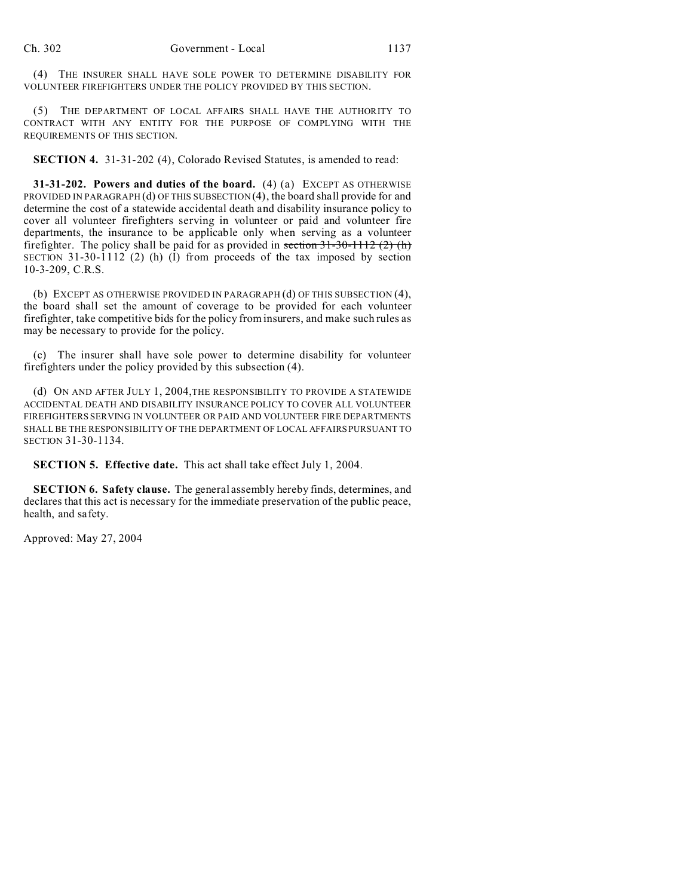(4) THE INSURER SHALL HAVE SOLE POWER TO DETERMINE DISABILITY FOR VOLUNTEER FIREFIGHTERS UNDER THE POLICY PROVIDED BY THIS SECTION.

(5) THE DEPARTMENT OF LOCAL AFFAIRS SHALL HAVE THE AUTHORITY TO CONTRACT WITH ANY ENTITY FOR THE PURPOSE OF COMPLYING WITH THE REQUIREMENTS OF THIS SECTION.

**SECTION 4.** 31-31-202 (4), Colorado Revised Statutes, is amended to read:

**31-31-202. Powers and duties of the board.** (4) (a) EXCEPT AS OTHERWISE PROVIDED IN PARAGRAPH (d) OF THIS SUBSECTION (4), the board shall provide for and determine the cost of a statewide accidental death and disability insurance policy to cover all volunteer firefighters serving in volunteer or paid and volunteer fire departments, the insurance to be applicable only when serving as a volunteer firefighter. The policy shall be paid for as provided in ~~section 31-30-1112 (2) (h)~~ SECTION 31-30-1112 (2) (h) (I) from proceeds of the tax imposed by section 10-3-209, C.R.S.

(b) EXCEPT AS OTHERWISE PROVIDED IN PARAGRAPH (d) OF THIS SUBSECTION (4), the board shall set the amount of coverage to be provided for each volunteer firefighter, take competitive bids for the policy from insurers, and make such rules as may be necessary to provide for the policy.

(c) The insurer shall have sole power to determine disability for volunteer firefighters under the policy provided by this subsection (4).

(d) ON AND AFTER JULY 1, 2004, THE RESPONSIBILITY TO PROVIDE A STATEWIDE ACCIDENTAL DEATH AND DISABILITY INSURANCE POLICY TO COVER ALL VOLUNTEER FIREFIGHTERS SERVING IN VOLUNTEER OR PAID AND VOLUNTEER FIRE DEPARTMENTS SHALL BE THE RESPONSIBILITY OF THE DEPARTMENT OF LOCAL AFFAIRS PURSUANT TO SECTION 31-30-1134.

**SECTION 5. Effective date.** This act shall take effect July 1, 2004.

**SECTION 6. Safety clause.** The general assembly hereby finds, determines, and declares that this act is necessary for the immediate preservation of the public peace, health, and safety.

Approved: May 27, 2004